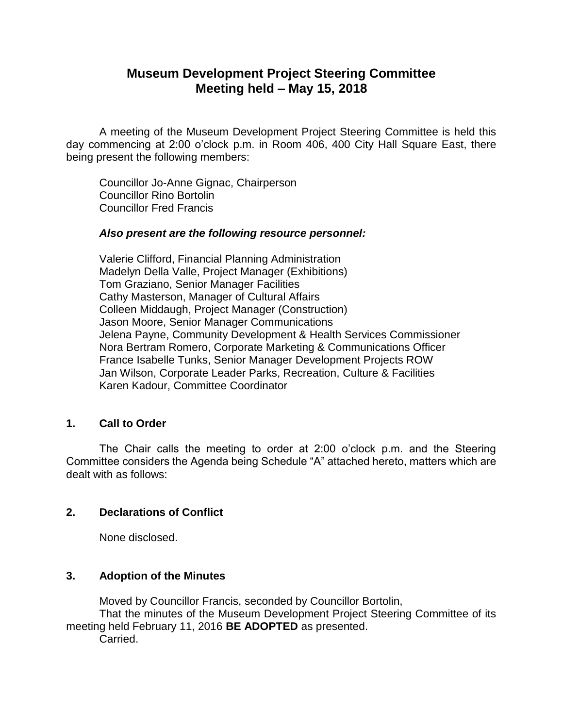# Museum Development Project Steering Committee
# Meeting held – May 15, 2018

A meeting of the Museum Development Project Steering Committee is held this day commencing at 2:00 o'clock p.m. in Room 406, 400 City Hall Square East, there being present the following members:

Councillor Jo-Anne Gignac, Chairperson
Councillor Rino Bortolin
Councillor Fred Francis

***Also present are the following resource personnel:***

Valerie Clifford, Financial Planning Administration
Madelyn Della Valle, Project Manager (Exhibitions)
Tom Graziano, Senior Manager Facilities
Cathy Masterson, Manager of Cultural Affairs
Colleen Middaugh, Project Manager (Construction)
Jason Moore, Senior Manager Communications
Jelena Payne, Community Development & Health Services Commissioner
Nora Bertram Romero, Corporate Marketing & Communications Officer
France Isabelle Tunks, Senior Manager Development Projects ROW
Jan Wilson, Corporate Leader Parks, Recreation, Culture & Facilities
Karen Kadour, Committee Coordinator

## 1. Call to Order

The Chair calls the meeting to order at 2:00 o'clock p.m. and the Steering Committee considers the Agenda being Schedule "A" attached hereto, matters which are dealt with as follows:

## 2. Declarations of Conflict

None disclosed.

## 3. Adoption of the Minutes

Moved by Councillor Francis, seconded by Councillor Bortolin,
That the minutes of the Museum Development Project Steering Committee of its meeting held February 11, 2016 **BE ADOPTED** as presented.
Carried.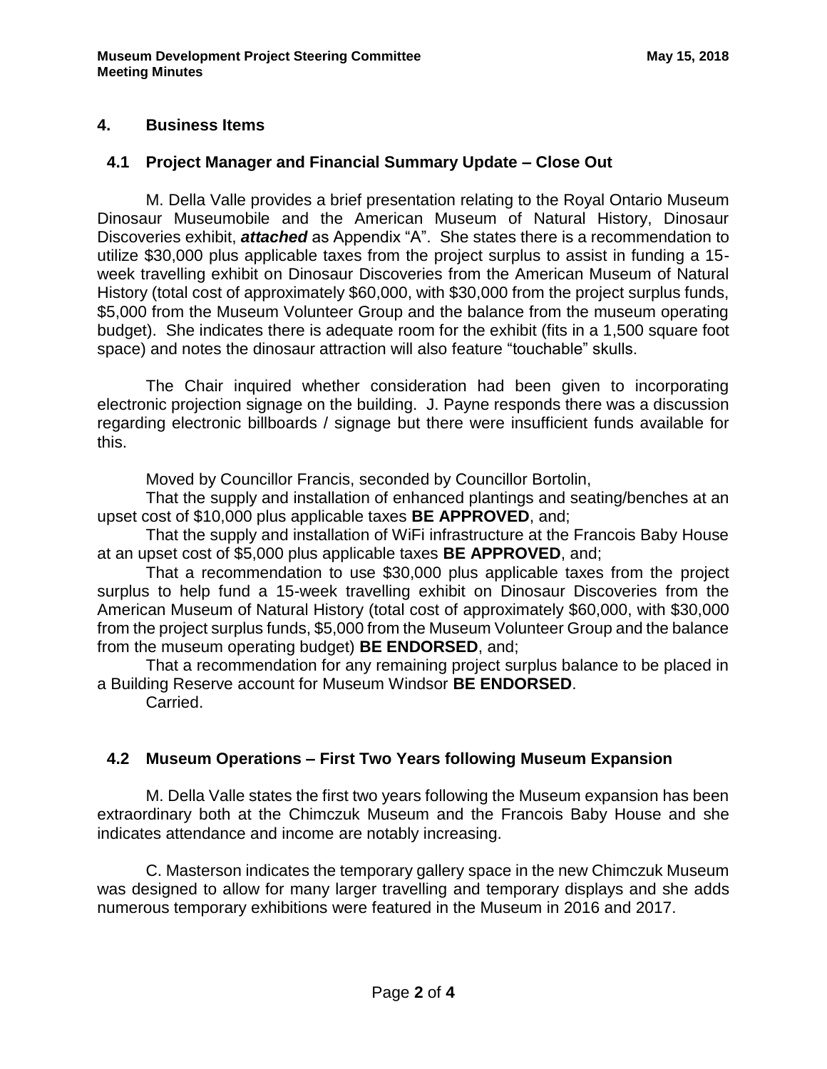## 4. Business Items

### 4.1 Project Manager and Financial Summary Update – Close Out

M. Della Valle provides a brief presentation relating to the Royal Ontario Museum Dinosaur Museumobile and the American Museum of Natural History, Dinosaur Discoveries exhibit, ***attached*** as Appendix "A". She states there is a recommendation to utilize $30,000 plus applicable taxes from the project surplus to assist in funding a 15-week travelling exhibit on Dinosaur Discoveries from the American Museum of Natural History (total cost of approximately $60,000, with $30,000 from the project surplus funds, $5,000 from the Museum Volunteer Group and the balance from the museum operating budget). She indicates there is adequate room for the exhibit (fits in a 1,500 square foot space) and notes the dinosaur attraction will also feature "touchable" skulls.

The Chair inquired whether consideration had been given to incorporating electronic projection signage on the building. J. Payne responds there was a discussion regarding electronic billboards / signage but there were insufficient funds available for this.

Moved by Councillor Francis, seconded by Councillor Bortolin,

That the supply and installation of enhanced plantings and seating/benches at an upset cost of $10,000 plus applicable taxes **BE APPROVED**, and;

That the supply and installation of WiFi infrastructure at the Francois Baby House at an upset cost of $5,000 plus applicable taxes **BE APPROVED**, and;

That a recommendation to use $30,000 plus applicable taxes from the project surplus to help fund a 15-week travelling exhibit on Dinosaur Discoveries from the American Museum of Natural History (total cost of approximately $60,000, with $30,000 from the project surplus funds, $5,000 from the Museum Volunteer Group and the balance from the museum operating budget) **BE ENDORSED**, and;

That a recommendation for any remaining project surplus balance to be placed in a Building Reserve account for Museum Windsor **BE ENDORSED**.

Carried.

### 4.2 Museum Operations – First Two Years following Museum Expansion

M. Della Valle states the first two years following the Museum expansion has been extraordinary both at the Chimczuk Museum and the Francois Baby House and she indicates attendance and income are notably increasing.

C. Masterson indicates the temporary gallery space in the new Chimczuk Museum was designed to allow for many larger travelling and temporary displays and she adds numerous temporary exhibitions were featured in the Museum in 2016 and 2017.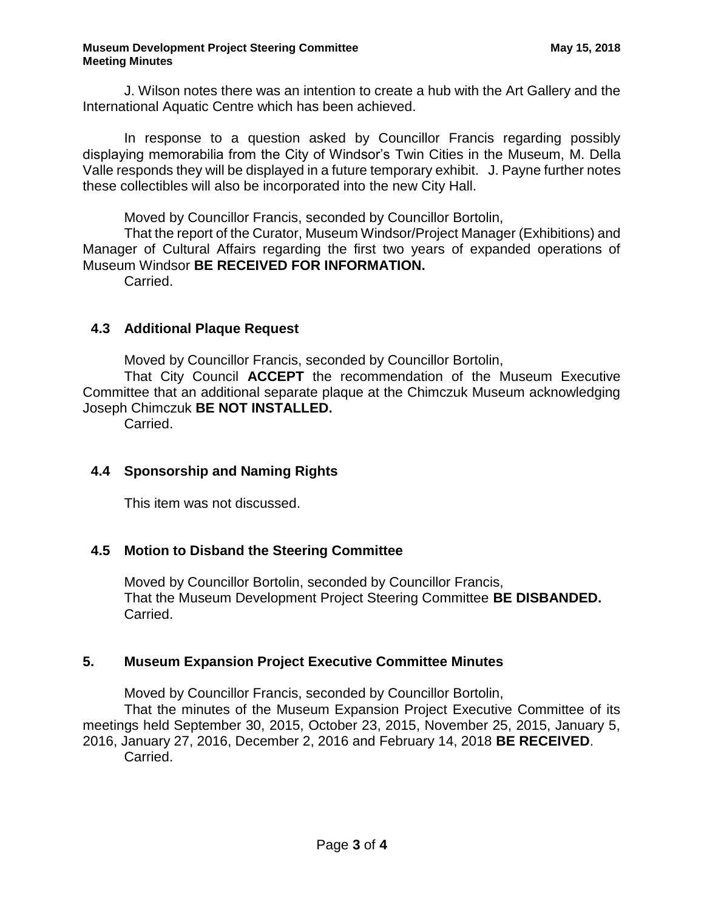J. Wilson notes there was an intention to create a hub with the Art Gallery and the International Aquatic Centre which has been achieved.

In response to a question asked by Councillor Francis regarding possibly displaying memorabilia from the City of Windsor's Twin Cities in the Museum, M. Della Valle responds they will be displayed in a future temporary exhibit. J. Payne further notes these collectibles will also be incorporated into the new City Hall.

Moved by Councillor Francis, seconded by Councillor Bortolin,
That the report of the Curator, Museum Windsor/Project Manager (Exhibitions) and Manager of Cultural Affairs regarding the first two years of expanded operations of Museum Windsor **BE RECEIVED FOR INFORMATION.**
Carried.

### 4.3 Additional Plaque Request

Moved by Councillor Francis, seconded by Councillor Bortolin,
That City Council **ACCEPT** the recommendation of the Museum Executive Committee that an additional separate plaque at the Chimczuk Museum acknowledging Joseph Chimczuk **BE NOT INSTALLED.**
Carried.

### 4.4 Sponsorship and Naming Rights

This item was not discussed.

### 4.5 Motion to Disband the Steering Committee

Moved by Councillor Bortolin, seconded by Councillor Francis,
That the Museum Development Project Steering Committee **BE DISBANDED.**
Carried.

## 5. Museum Expansion Project Executive Committee Minutes

Moved by Councillor Francis, seconded by Councillor Bortolin,
That the minutes of the Museum Expansion Project Executive Committee of its meetings held September 30, 2015, October 23, 2015, November 25, 2015, January 5, 2016, January 27, 2016, December 2, 2016 and February 14, 2018 **BE RECEIVED**.
Carried.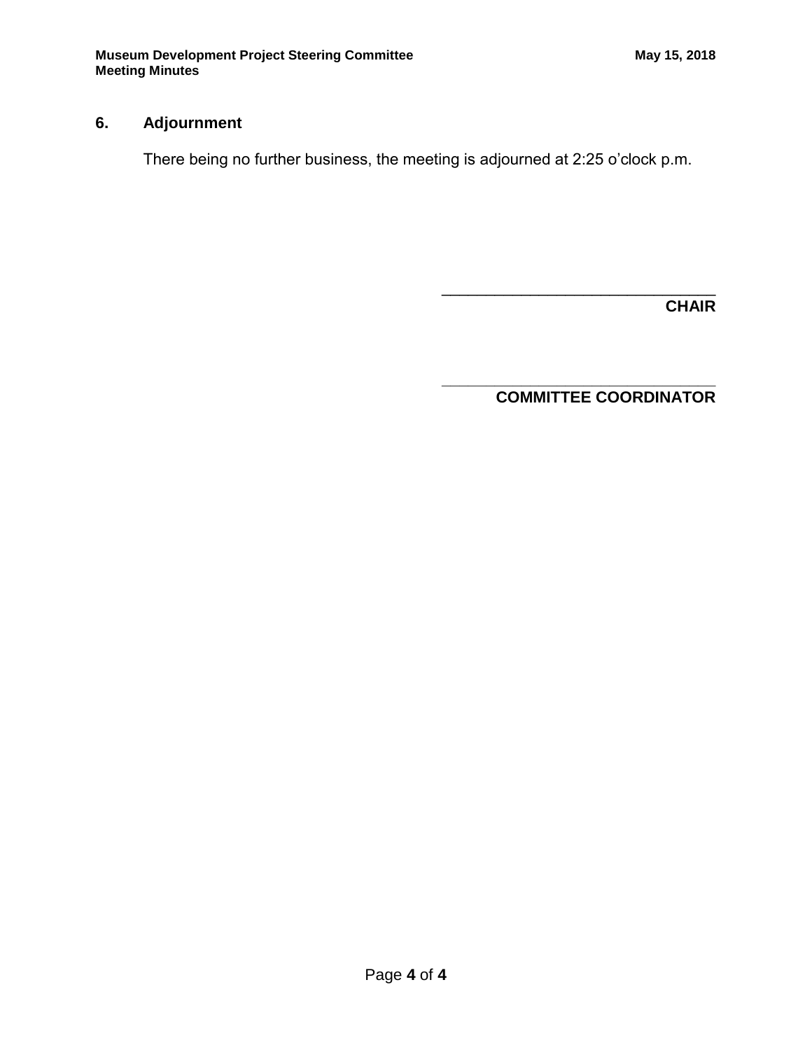## 6. Adjournment

There being no further business, the meeting is adjourned at 2:25 o'clock p.m.

\_\_\_\_\_\_\_\_\_\_\_\_\_\_\_\_\_\_\_\_\_\_\_\_\_\_\_\_\_\_\_\_
**CHAIR**

\_\_\_\_\_\_\_\_\_\_\_\_\_\_\_\_\_\_\_\_\_\_\_\_\_\_\_\_\_\_\_\_
**COMMITTEE COORDINATOR**